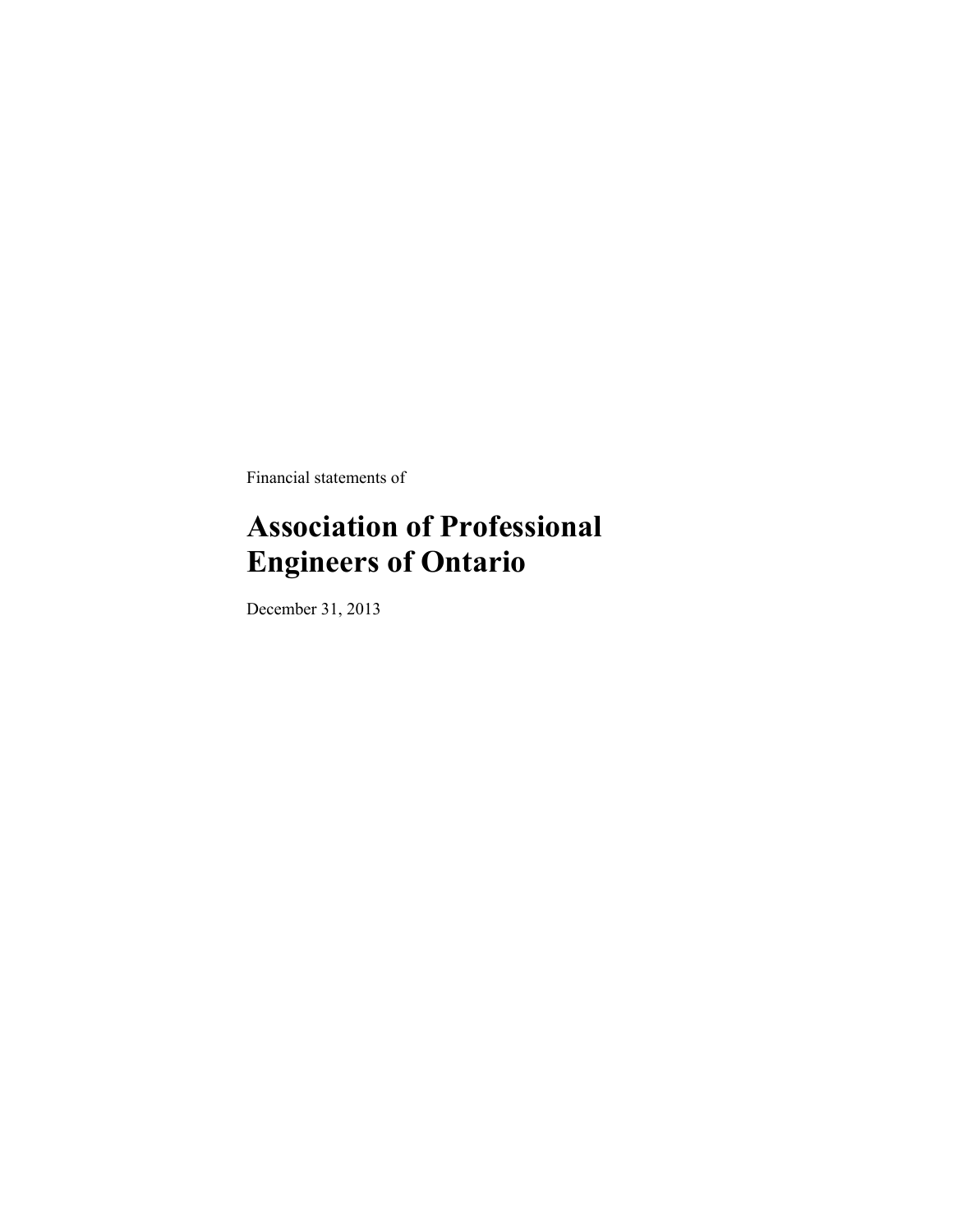Financial statements of

# Association of Professional Engineers of Ontario

December 31, 2013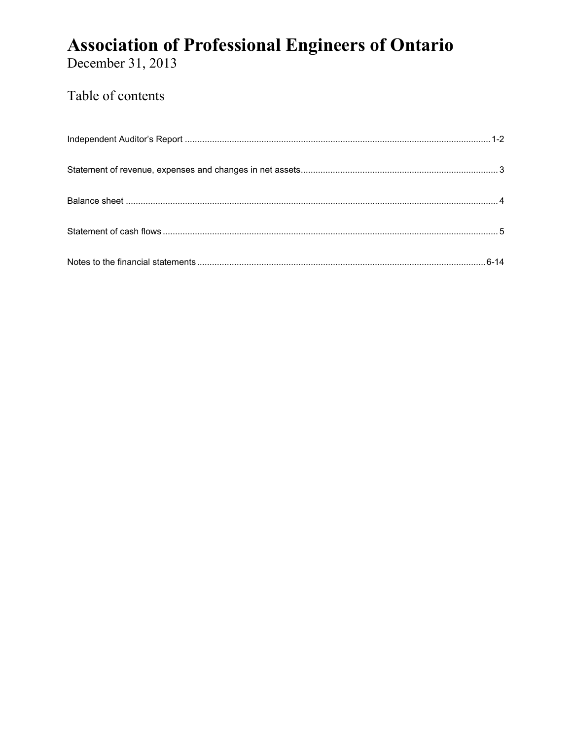# Association of Professional Engineers of Ontario

December 31, 2013

## Table of contents

| | |
|---|---|
| Independent Auditor's Report | 1-2 |
| Statement of revenue, expenses and changes in net assets | 3 |
| Balance sheet | 4 |
| Statement of cash flows | 5 |
| Notes to the financial statements | 6-14 |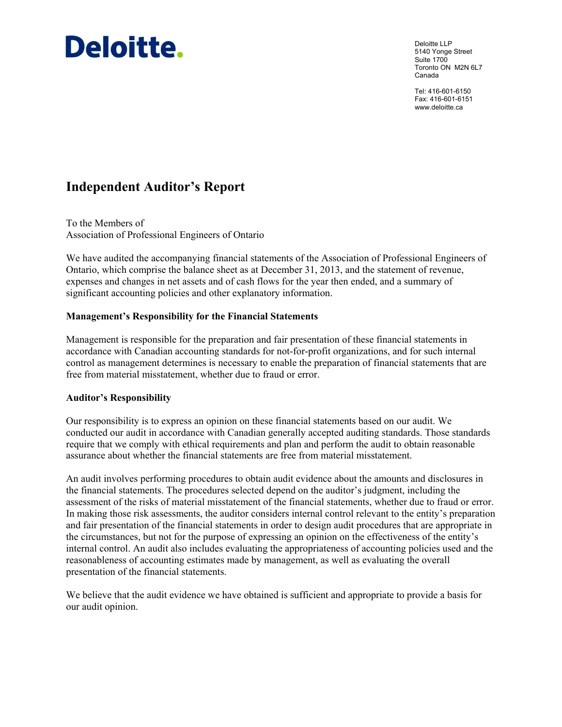**Deloitte.**

Deloitte LLP
5140 Yonge Street
Suite 1700
Toronto ON M2N 6L7
Canada

Tel: 416-601-6150
Fax: 416-601-6151
www.deloitte.ca

# Independent Auditor's Report

To the Members of
Association of Professional Engineers of Ontario

We have audited the accompanying financial statements of the Association of Professional Engineers of Ontario, which comprise the balance sheet as at December 31, 2013, and the statement of revenue, expenses and changes in net assets and of cash flows for the year then ended, and a summary of significant accounting policies and other explanatory information.

**Management's Responsibility for the Financial Statements**

Management is responsible for the preparation and fair presentation of these financial statements in accordance with Canadian accounting standards for not-for-profit organizations, and for such internal control as management determines is necessary to enable the preparation of financial statements that are free from material misstatement, whether due to fraud or error.

**Auditor's Responsibility**

Our responsibility is to express an opinion on these financial statements based on our audit. We conducted our audit in accordance with Canadian generally accepted auditing standards. Those standards require that we comply with ethical requirements and plan and perform the audit to obtain reasonable assurance about whether the financial statements are free from material misstatement.

An audit involves performing procedures to obtain audit evidence about the amounts and disclosures in the financial statements. The procedures selected depend on the auditor's judgment, including the assessment of the risks of material misstatement of the financial statements, whether due to fraud or error. In making those risk assessments, the auditor considers internal control relevant to the entity's preparation and fair presentation of the financial statements in order to design audit procedures that are appropriate in the circumstances, but not for the purpose of expressing an opinion on the effectiveness of the entity's internal control. An audit also includes evaluating the appropriateness of accounting policies used and the reasonableness of accounting estimates made by management, as well as evaluating the overall presentation of the financial statements.

We believe that the audit evidence we have obtained is sufficient and appropriate to provide a basis for our audit opinion.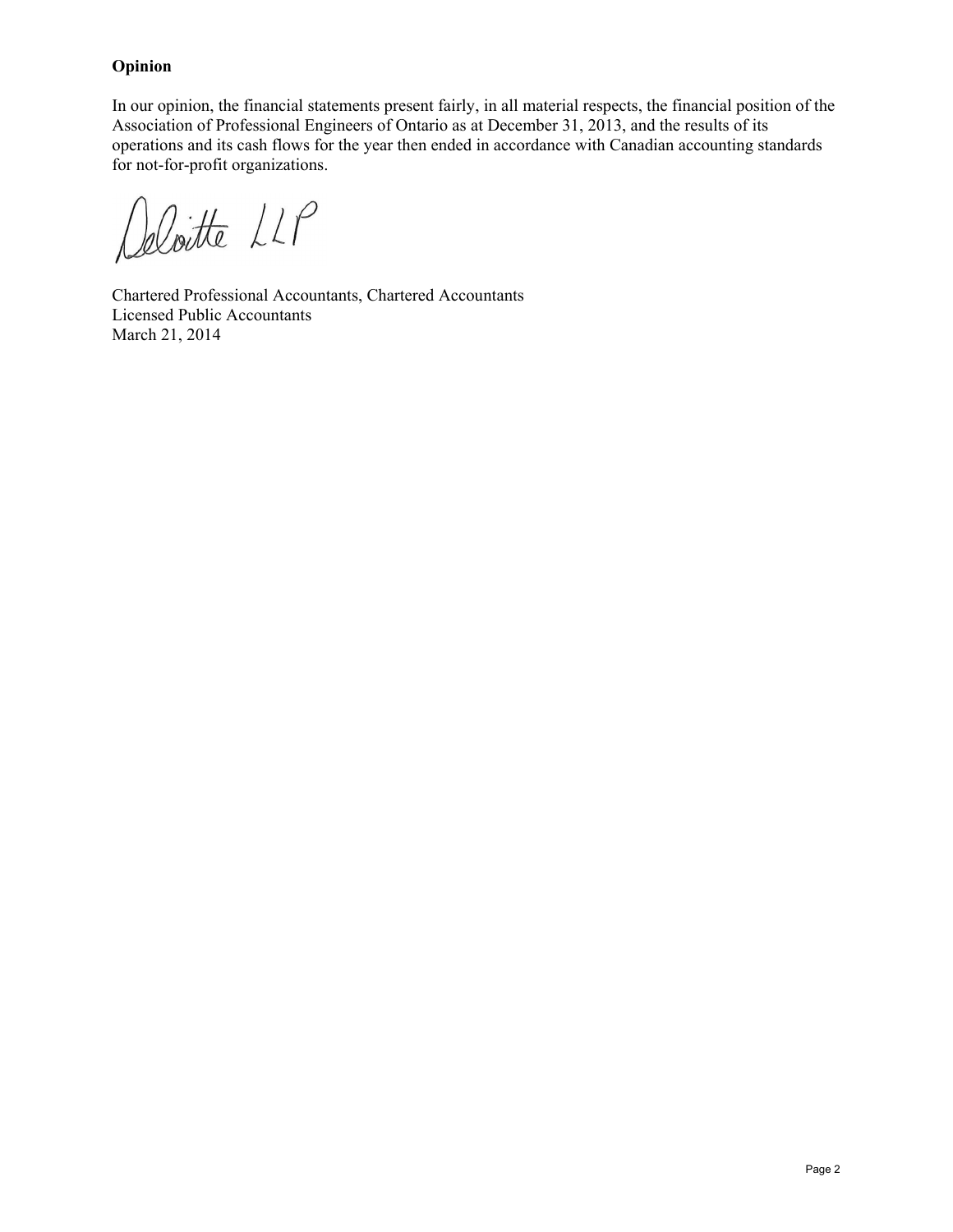**Opinion**

In our opinion, the financial statements present fairly, in all material respects, the financial position of the Association of Professional Engineers of Ontario as at December 31, 2013, and the results of its operations and its cash flows for the year then ended in accordance with Canadian accounting standards for not-for-profit organizations.

Deloitte LLP

Chartered Professional Accountants, Chartered Accountants
Licensed Public Accountants
March 21, 2014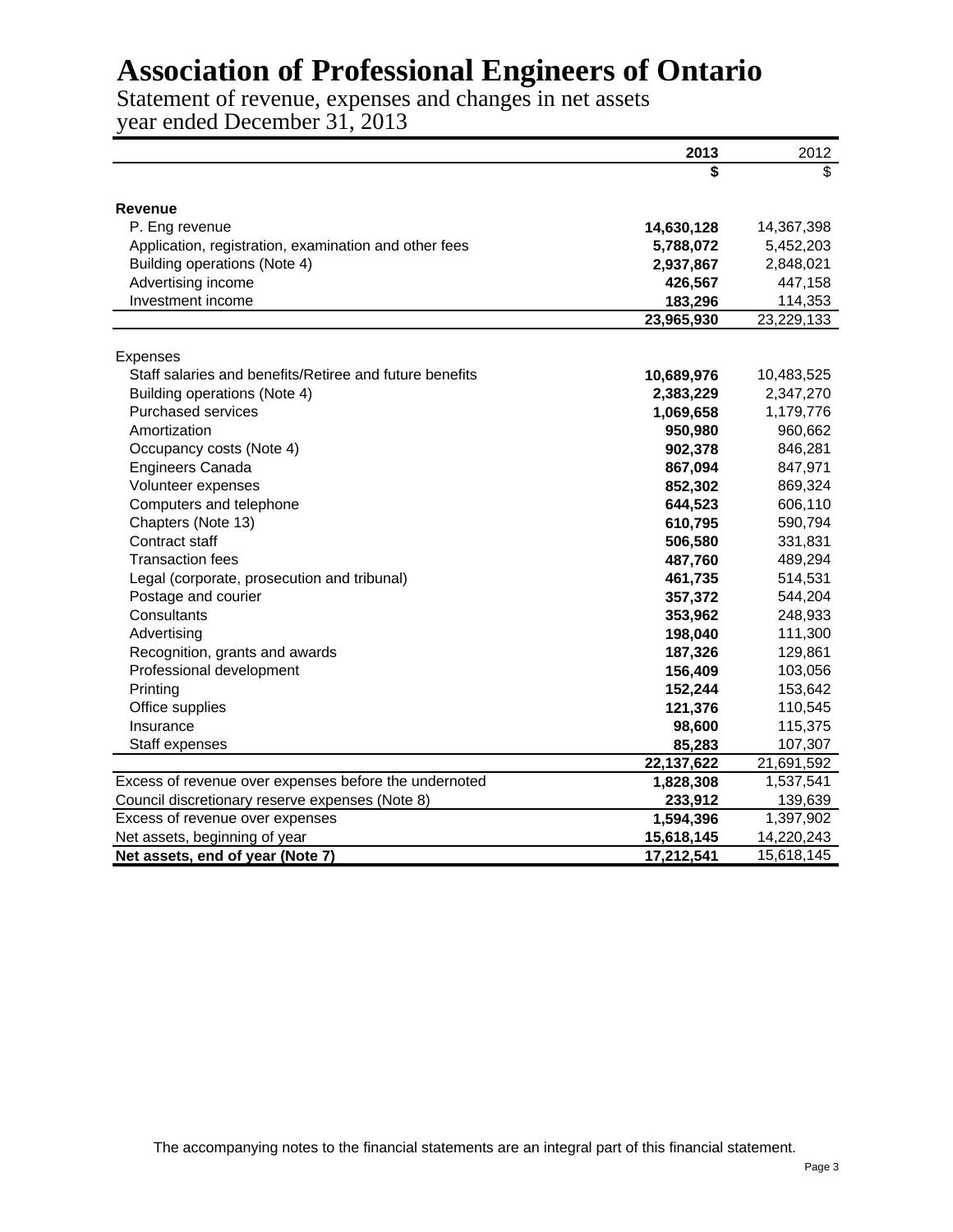# Association of Professional Engineers of Ontario

Statement of revenue, expenses and changes in net assets
year ended December 31, 2013

| | 2013 | 2012 |
|---|---|---|
| | **$** | $ |
| **Revenue** | | |
| P. Eng revenue | **14,630,128** | 14,367,398 |
| Application, registration, examination and other fees | **5,788,072** | 5,452,203 |
| Building operations (Note 4) | **2,937,867** | 2,848,021 |
| Advertising income | **426,567** | 447,158 |
| Investment income | **183,296** | 114,353 |
| | **23,965,930** | 23,229,133 |
| Expenses | | |
| Staff salaries and benefits/Retiree and future benefits | **10,689,976** | 10,483,525 |
| Building operations (Note 4) | **2,383,229** | 2,347,270 |
| Purchased services | **1,069,658** | 1,179,776 |
| Amortization | **950,980** | 960,662 |
| Occupancy costs (Note 4) | **902,378** | 846,281 |
| Engineers Canada | **867,094** | 847,971 |
| Volunteer expenses | **852,302** | 869,324 |
| Computers and telephone | **644,523** | 606,110 |
| Chapters (Note 13) | **610,795** | 590,794 |
| Contract staff | **506,580** | 331,831 |
| Transaction fees | **487,760** | 489,294 |
| Legal (corporate, prosecution and tribunal) | **461,735** | 514,531 |
| Postage and courier | **357,372** | 544,204 |
| Consultants | **353,962** | 248,933 |
| Advertising | **198,040** | 111,300 |
| Recognition, grants and awards | **187,326** | 129,861 |
| Professional development | **156,409** | 103,056 |
| Printing | **152,244** | 153,642 |
| Office supplies | **121,376** | 110,545 |
| Insurance | **98,600** | 115,375 |
| Staff expenses | **85,283** | 107,307 |
| | **22,137,622** | 21,691,592 |
| Excess of revenue over expenses before the undernoted | **1,828,308** | 1,537,541 |
| Council discretionary reserve expenses (Note 8) | **233,912** | 139,639 |
| Excess of revenue over expenses | **1,594,396** | 1,397,902 |
| Net assets, beginning of year | **15,618,145** | 14,220,243 |
| **Net assets, end of year (Note 7)** | **17,212,541** | 15,618,145 |

The accompanying notes to the financial statements are an integral part of this financial statement.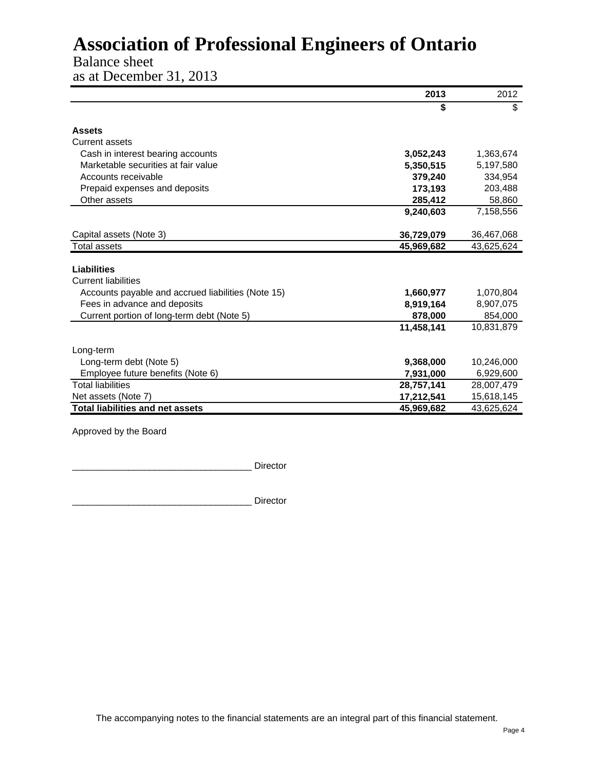# Association of Professional Engineers of Ontario

Balance sheet
as at December 31, 2013

| | **2013** | 2012 |
|---|---|---|
| | **$** | $ |
| **Assets** | | |
| Current assets | | |
| Cash in interest bearing accounts | **3,052,243** | 1,363,674 |
| Marketable securities at fair value | **5,350,515** | 5,197,580 |
| Accounts receivable | **379,240** | 334,954 |
| Prepaid expenses and deposits | **173,193** | 203,488 |
| Other assets | **285,412** | 58,860 |
| | **9,240,603** | 7,158,556 |
| Capital assets (Note 3) | **36,729,079** | 36,467,068 |
| Total assets | **45,969,682** | 43,625,624 |
| **Liabilities** | | |
| Current liabilities | | |
| Accounts payable and accrued liabilities (Note 15) | **1,660,977** | 1,070,804 |
| Fees in advance and deposits | **8,919,164** | 8,907,075 |
| Current portion of long-term debt (Note 5) | **878,000** | 854,000 |
| | **11,458,141** | 10,831,879 |
| Long-term | | |
| Long-term debt (Note 5) | **9,368,000** | 10,246,000 |
| Employee future benefits (Note 6) | **7,931,000** | 6,929,600 |
| Total liabilities | **28,757,141** | 28,007,479 |
| Net assets (Note 7) | **17,212,541** | 15,618,145 |
| **Total liabilities and net assets** | **45,969,682** | 43,625,624 |

Approved by the Board

___________________________________ Director

___________________________________ Director

The accompanying notes to the financial statements are an integral part of this financial statement.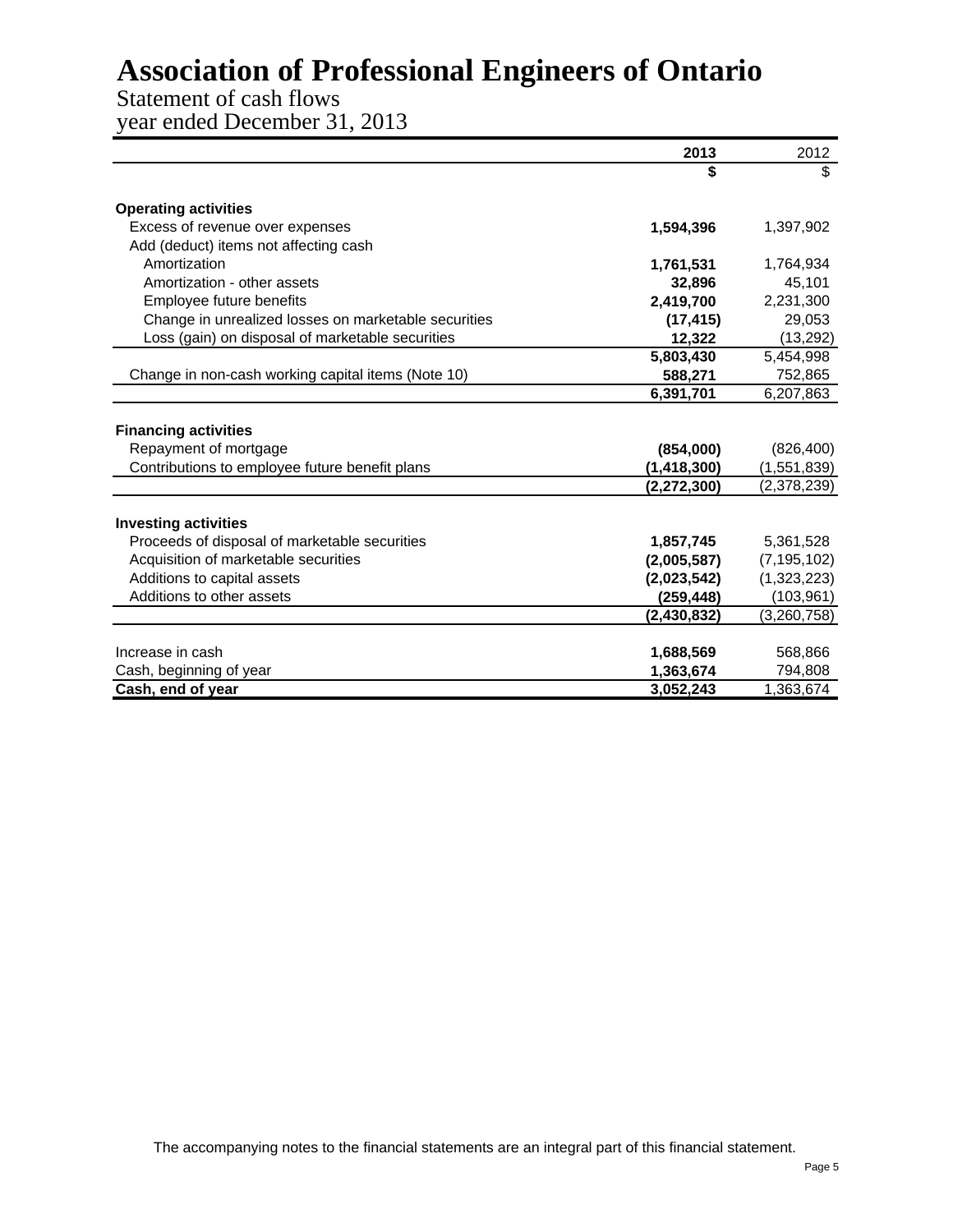# Association of Professional Engineers of Ontario

Statement of cash flows
year ended December 31, 2013

| | 2013 | 2012 |
|---|---|---|
| | **$** | $ |
| **Operating activities** | | |
| Excess of revenue over expenses | **1,594,396** | 1,397,902 |
| Add (deduct) items not affecting cash | | |
| Amortization | **1,761,531** | 1,764,934 |
| Amortization - other assets | **32,896** | 45,101 |
| Employee future benefits | **2,419,700** | 2,231,300 |
| Change in unrealized losses on marketable securities | **(17,415)** | 29,053 |
| Loss (gain) on disposal of marketable securities | **12,322** | (13,292) |
| | **5,803,430** | 5,454,998 |
| Change in non-cash working capital items (Note 10) | **588,271** | 752,865 |
| | **6,391,701** | 6,207,863 |
| **Financing activities** | | |
| Repayment of mortgage | **(854,000)** | (826,400) |
| Contributions to employee future benefit plans | **(1,418,300)** | (1,551,839) |
| | **(2,272,300)** | (2,378,239) |
| **Investing activities** | | |
| Proceeds of disposal of marketable securities | **1,857,745** | 5,361,528 |
| Acquisition of marketable securities | **(2,005,587)** | (7,195,102) |
| Additions to capital assets | **(2,023,542)** | (1,323,223) |
| Additions to other assets | **(259,448)** | (103,961) |
| | **(2,430,832)** | (3,260,758) |
| Increase in cash | **1,688,569** | 568,866 |
| Cash, beginning of year | **1,363,674** | 794,808 |
| **Cash, end of year** | **3,052,243** | 1,363,674 |

The accompanying notes to the financial statements are an integral part of this financial statement.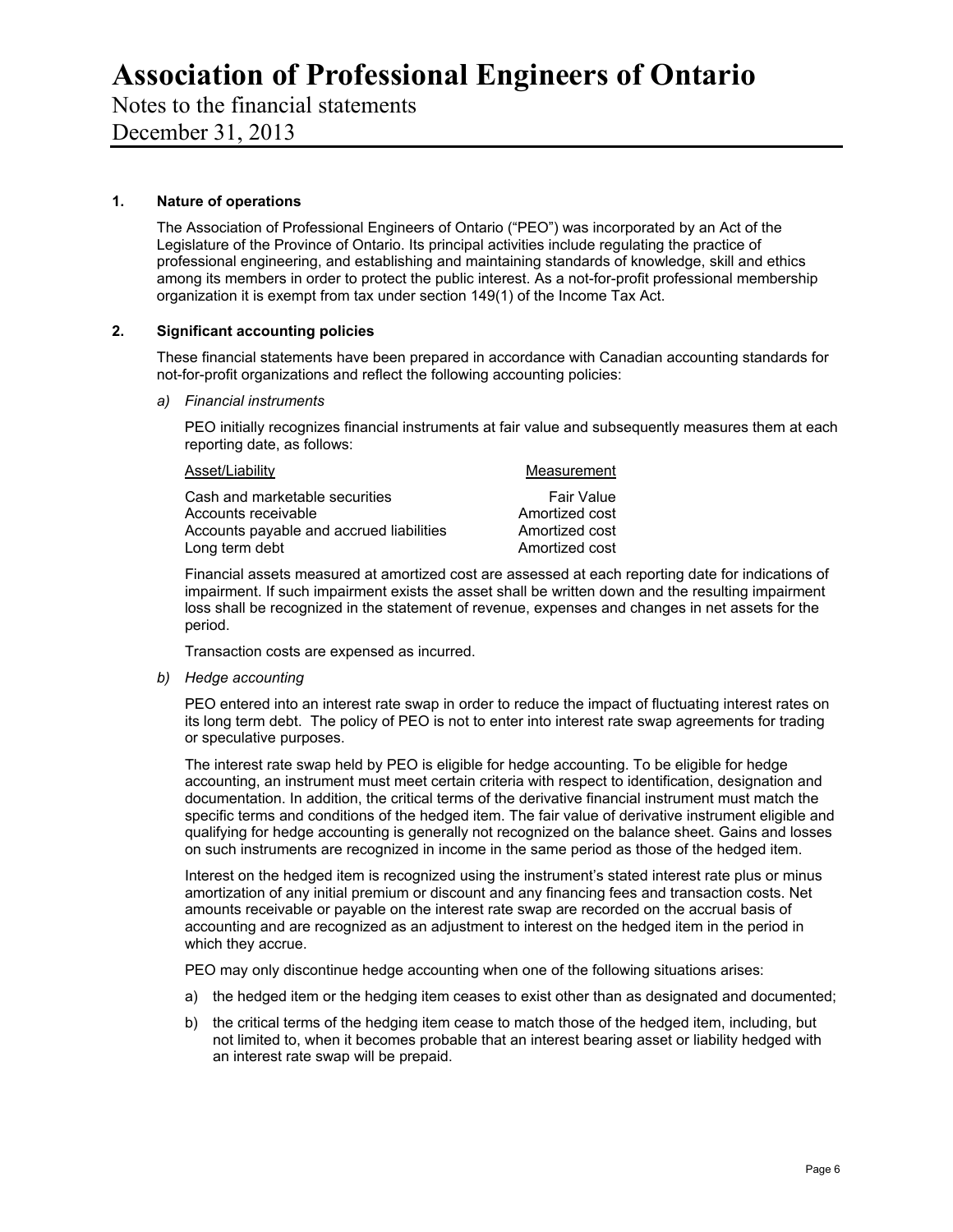# Association of Professional Engineers of Ontario

Notes to the financial statements

December 31, 2013

## 1. Nature of operations

The Association of Professional Engineers of Ontario (“PEO”) was incorporated by an Act of the Legislature of the Province of Ontario. Its principal activities include regulating the practice of professional engineering, and establishing and maintaining standards of knowledge, skill and ethics among its members in order to protect the public interest. As a not-for-profit professional membership organization it is exempt from tax under section 149(1) of the Income Tax Act.

## 2. Significant accounting policies

These financial statements have been prepared in accordance with Canadian accounting standards for not-for-profit organizations and reflect the following accounting policies:

*a) Financial instruments*

PEO initially recognizes financial instruments at fair value and subsequently measures them at each reporting date, as follows:

| Asset/Liability | Measurement |
|---|---|
| Cash and marketable securities | Fair Value |
| Accounts receivable | Amortized cost |
| Accounts payable and accrued liabilities | Amortized cost |
| Long term debt | Amortized cost |

Financial assets measured at amortized cost are assessed at each reporting date for indications of impairment. If such impairment exists the asset shall be written down and the resulting impairment loss shall be recognized in the statement of revenue, expenses and changes in net assets for the period.

Transaction costs are expensed as incurred.

*b) Hedge accounting*

PEO entered into an interest rate swap in order to reduce the impact of fluctuating interest rates on its long term debt. The policy of PEO is not to enter into interest rate swap agreements for trading or speculative purposes.

The interest rate swap held by PEO is eligible for hedge accounting. To be eligible for hedge accounting, an instrument must meet certain criteria with respect to identification, designation and documentation. In addition, the critical terms of the derivative financial instrument must match the specific terms and conditions of the hedged item. The fair value of derivative instrument eligible and qualifying for hedge accounting is generally not recognized on the balance sheet. Gains and losses on such instruments are recognized in income in the same period as those of the hedged item.

Interest on the hedged item is recognized using the instrument’s stated interest rate plus or minus amortization of any initial premium or discount and any financing fees and transaction costs. Net amounts receivable or payable on the interest rate swap are recorded on the accrual basis of accounting and are recognized as an adjustment to interest on the hedged item in the period in which they accrue.

PEO may only discontinue hedge accounting when one of the following situations arises:

a) the hedged item or the hedging item ceases to exist other than as designated and documented;

b) the critical terms of the hedging item cease to match those of the hedged item, including, but not limited to, when it becomes probable that an interest bearing asset or liability hedged with an interest rate swap will be prepaid.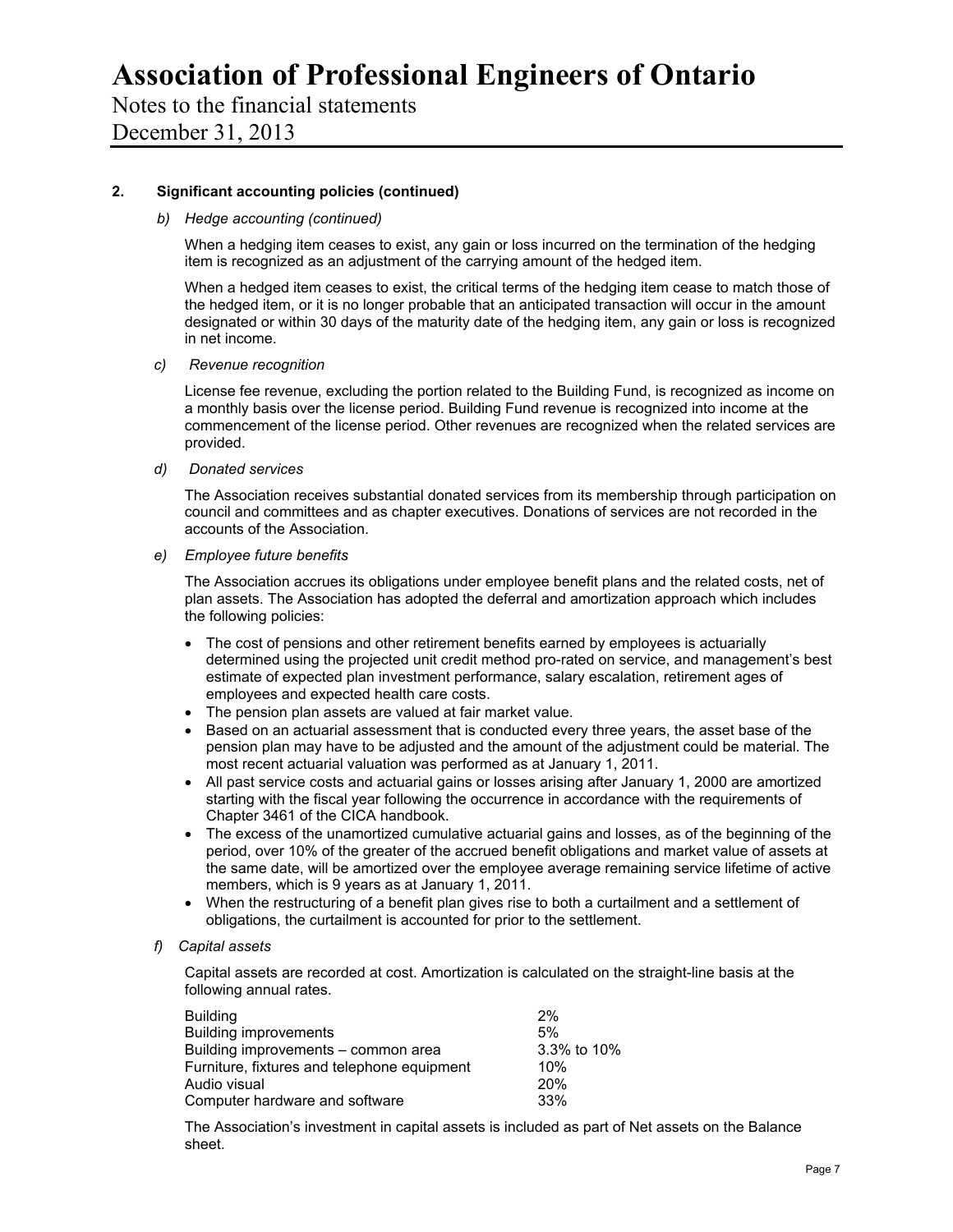# Association of Professional Engineers of Ontario

Notes to the financial statements

December 31, 2013

## 2. Significant accounting policies (continued)

### *b) Hedge accounting (continued)*

When a hedging item ceases to exist, any gain or loss incurred on the termination of the hedging item is recognized as an adjustment of the carrying amount of the hedged item.

When a hedged item ceases to exist, the critical terms of the hedging item cease to match those of the hedged item, or it is no longer probable that an anticipated transaction will occur in the amount designated or within 30 days of the maturity date of the hedging item, any gain or loss is recognized in net income.

### *c) Revenue recognition*

License fee revenue, excluding the portion related to the Building Fund, is recognized as income on a monthly basis over the license period. Building Fund revenue is recognized into income at the commencement of the license period. Other revenues are recognized when the related services are provided.

### *d) Donated services*

The Association receives substantial donated services from its membership through participation on council and committees and as chapter executives. Donations of services are not recorded in the accounts of the Association.

### *e) Employee future benefits*

The Association accrues its obligations under employee benefit plans and the related costs, net of plan assets. The Association has adopted the deferral and amortization approach which includes the following policies:

- The cost of pensions and other retirement benefits earned by employees is actuarially determined using the projected unit credit method pro-rated on service, and management's best estimate of expected plan investment performance, salary escalation, retirement ages of employees and expected health care costs.
- The pension plan assets are valued at fair market value.
- Based on an actuarial assessment that is conducted every three years, the asset base of the pension plan may have to be adjusted and the amount of the adjustment could be material. The most recent actuarial valuation was performed as at January 1, 2011.
- All past service costs and actuarial gains or losses arising after January 1, 2000 are amortized starting with the fiscal year following the occurrence in accordance with the requirements of Chapter 3461 of the CICA handbook.
- The excess of the unamortized cumulative actuarial gains and losses, as of the beginning of the period, over 10% of the greater of the accrued benefit obligations and market value of assets at the same date, will be amortized over the employee average remaining service lifetime of active members, which is 9 years as at January 1, 2011.
- When the restructuring of a benefit plan gives rise to both a curtailment and a settlement of obligations, the curtailment is accounted for prior to the settlement.

### *f) Capital assets*

Capital assets are recorded at cost. Amortization is calculated on the straight-line basis at the following annual rates.

| | |
|---|---|
| Building | 2% |
| Building improvements | 5% |
| Building improvements – common area | 3.3% to 10% |
| Furniture, fixtures and telephone equipment | 10% |
| Audio visual | 20% |
| Computer hardware and software | 33% |

The Association's investment in capital assets is included as part of Net assets on the Balance sheet.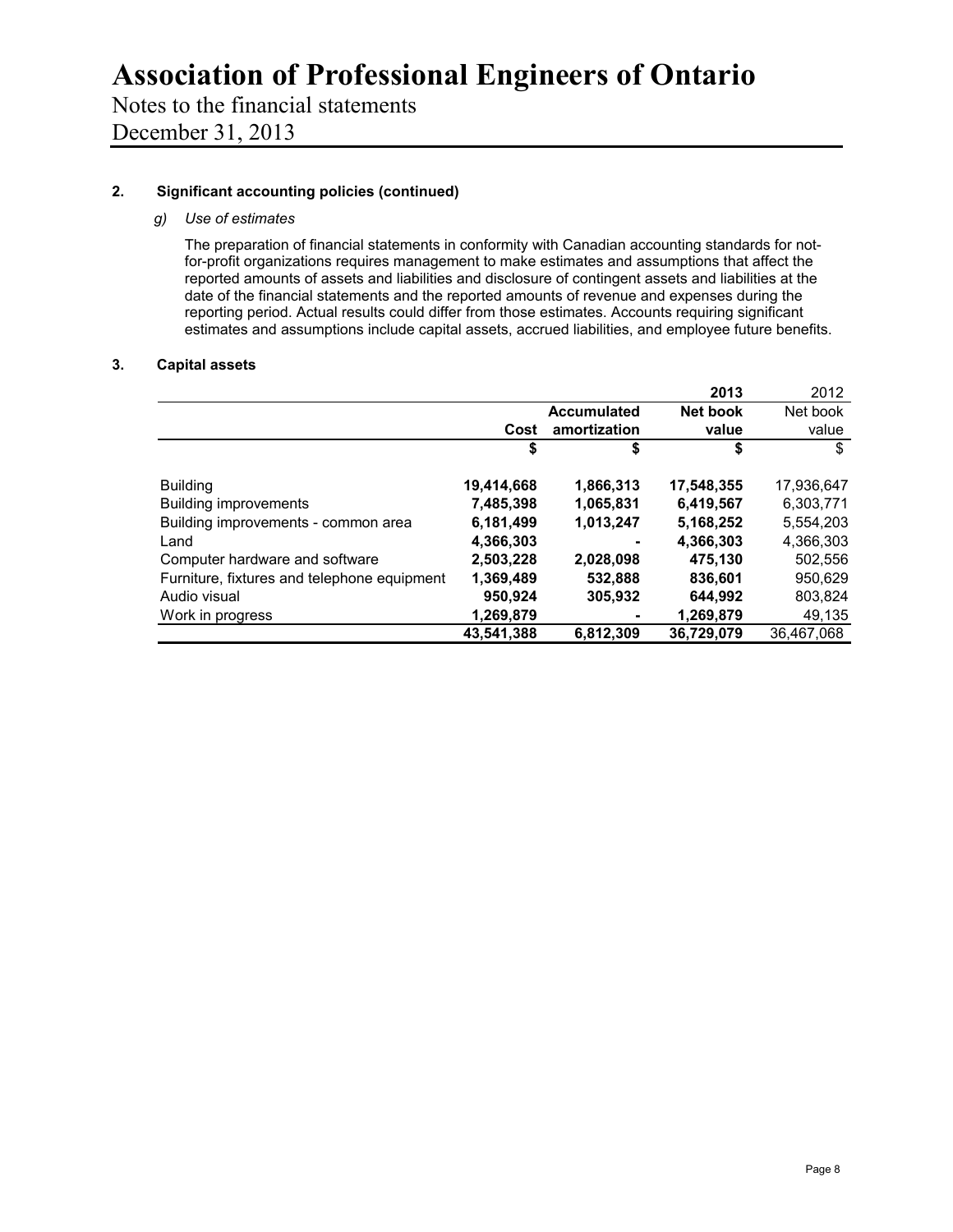# Association of Professional Engineers of Ontario

Notes to the financial statements

December 31, 2013

## 2. Significant accounting policies (continued)

### *g) Use of estimates*

The preparation of financial statements in conformity with Canadian accounting standards for not-for-profit organizations requires management to make estimates and assumptions that affect the reported amounts of assets and liabilities and disclosure of contingent assets and liabilities at the date of the financial statements and the reported amounts of revenue and expenses during the reporting period. Actual results could differ from those estimates. Accounts requiring significant estimates and assumptions include capital assets, accrued liabilities, and employee future benefits.

## 3. Capital assets

| | | | **2013** | 2012 |
|---|---|---|---|---|
| | **Cost** | **Accumulated amortization** | **Net book value** | Net book value |
| | **$** | **$** | **$** | $ |
| Building | **19,414,668** | **1,866,313** | **17,548,355** | 17,936,647 |
| Building improvements | **7,485,398** | **1,065,831** | **6,419,567** | 6,303,771 |
| Building improvements - common area | **6,181,499** | **1,013,247** | **5,168,252** | 5,554,203 |
| Land | **4,366,303** | **-** | **4,366,303** | 4,366,303 |
| Computer hardware and software | **2,503,228** | **2,028,098** | **475,130** | 502,556 |
| Furniture, fixtures and telephone equipment | **1,369,489** | **532,888** | **836,601** | 950,629 |
| Audio visual | **950,924** | **305,932** | **644,992** | 803,824 |
| Work in progress | **1,269,879** | **-** | **1,269,879** | 49,135 |
| | **43,541,388** | **6,812,309** | **36,729,079** | 36,467,068 |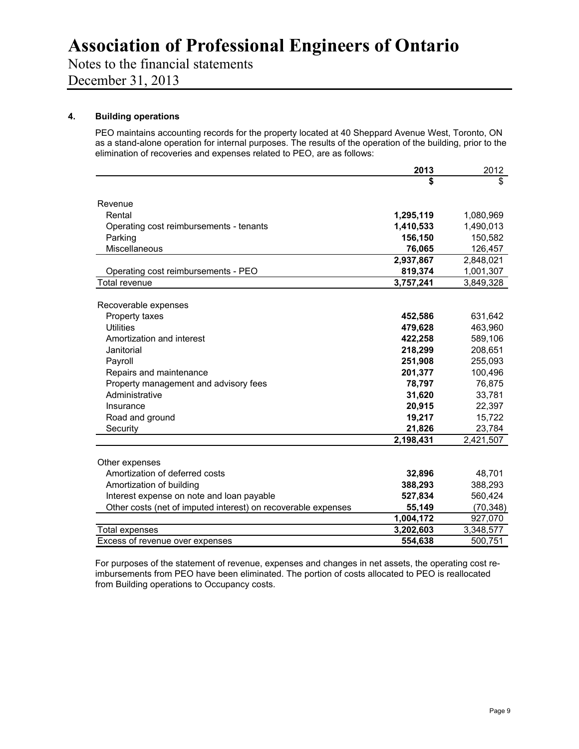# Association of Professional Engineers of Ontario

Notes to the financial statements

December 31, 2013

## 4. Building operations

PEO maintains accounting records for the property located at 40 Sheppard Avenue West, Toronto, ON as a stand-alone operation for internal purposes. The results of the operation of the building, prior to the elimination of recoveries and expenses related to PEO, are as follows:

| | **2013** | 2012 |
|---|---|---|
| | **$** | $ |
| Revenue | | |
| Rental | **1,295,119** | 1,080,969 |
| Operating cost reimbursements - tenants | **1,410,533** | 1,490,013 |
| Parking | **156,150** | 150,582 |
| Miscellaneous | **76,065** | 126,457 |
| | **2,937,867** | 2,848,021 |
| Operating cost reimbursements - PEO | **819,374** | 1,001,307 |
| Total revenue | **3,757,241** | 3,849,328 |
| Recoverable expenses | | |
| Property taxes | **452,586** | 631,642 |
| Utilities | **479,628** | 463,960 |
| Amortization and interest | **422,258** | 589,106 |
| Janitorial | **218,299** | 208,651 |
| Payroll | **251,908** | 255,093 |
| Repairs and maintenance | **201,377** | 100,496 |
| Property management and advisory fees | **78,797** | 76,875 |
| Administrative | **31,620** | 33,781 |
| Insurance | **20,915** | 22,397 |
| Road and ground | **19,217** | 15,722 |
| Security | **21,826** | 23,784 |
| | **2,198,431** | 2,421,507 |
| Other expenses | | |
| Amortization of deferred costs | **32,896** | 48,701 |
| Amortization of building | **388,293** | 388,293 |
| Interest expense on note and loan payable | **527,834** | 560,424 |
| Other costs (net of imputed interest) on recoverable expenses | **55,149** | (70,348) |
| | **1,004,172** | 927,070 |
| Total expenses | **3,202,603** | 3,348,577 |
| Excess of revenue over expenses | **554,638** | 500,751 |

For purposes of the statement of revenue, expenses and changes in net assets, the operating cost re-imbursements from PEO have been eliminated. The portion of costs allocated to PEO is reallocated from Building operations to Occupancy costs.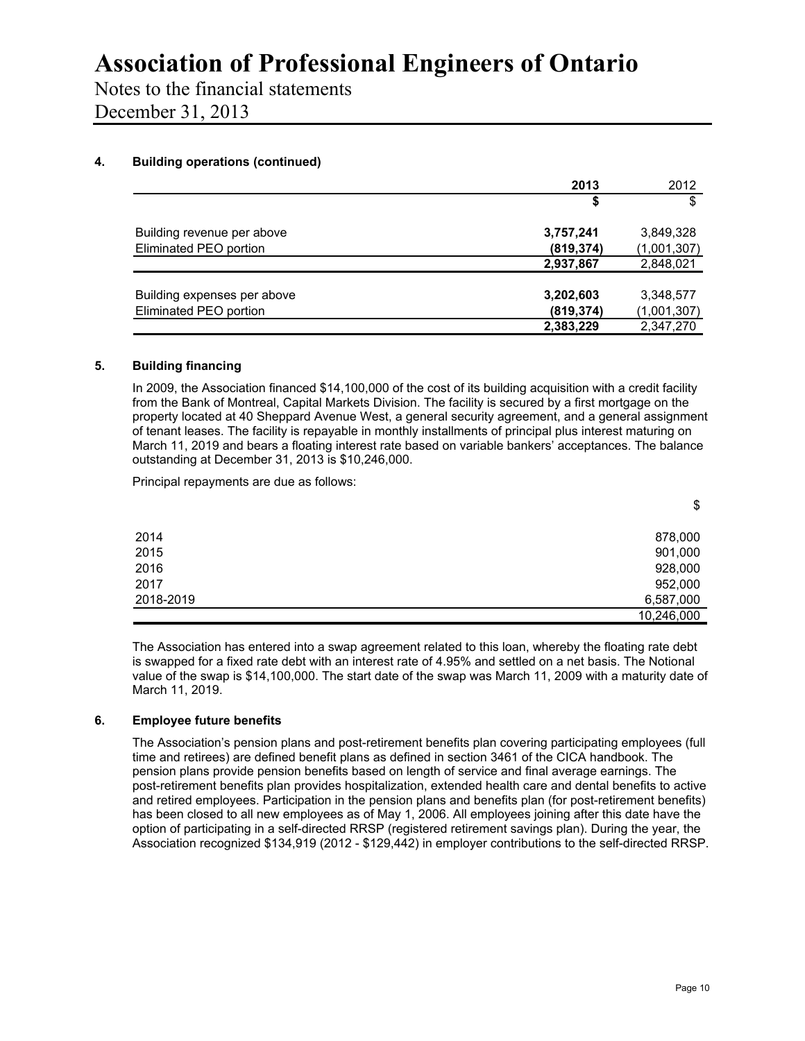# Association of Professional Engineers of Ontario

Notes to the financial statements

December 31, 2013

## 4. Building operations (continued)

| | **2013** | 2012 |
|---|---|---|
| | **$** | $ |
| Building revenue per above | **3,757,241** | 3,849,328 |
| Eliminated PEO portion | **(819,374)** | (1,001,307) |
| | **2,937,867** | 2,848,021 |
| | | |
| Building expenses per above | **3,202,603** | 3,348,577 |
| Eliminated PEO portion | **(819,374)** | (1,001,307) |
| | **2,383,229** | 2,347,270 |

## 5. Building financing

In 2009, the Association financed $14,100,000 of the cost of its building acquisition with a credit facility from the Bank of Montreal, Capital Markets Division. The facility is secured by a first mortgage on the property located at 40 Sheppard Avenue West, a general security agreement, and a general assignment of tenant leases. The facility is repayable in monthly installments of principal plus interest maturing on March 11, 2019 and bears a floating interest rate based on variable bankers' acceptances. The balance outstanding at December 31, 2013 is $10,246,000.

Principal repayments are due as follows:

| | $ |
|---|---|
| 2014 | 878,000 |
| 2015 | 901,000 |
| 2016 | 928,000 |
| 2017 | 952,000 |
| 2018-2019 | 6,587,000 |
| | 10,246,000 |

The Association has entered into a swap agreement related to this loan, whereby the floating rate debt is swapped for a fixed rate debt with an interest rate of 4.95% and settled on a net basis. The Notional value of the swap is $14,100,000. The start date of the swap was March 11, 2009 with a maturity date of March 11, 2019.

## 6. Employee future benefits

The Association's pension plans and post-retirement benefits plan covering participating employees (full time and retirees) are defined benefit plans as defined in section 3461 of the CICA handbook. The pension plans provide pension benefits based on length of service and final average earnings. The post-retirement benefits plan provides hospitalization, extended health care and dental benefits to active and retired employees. Participation in the pension plans and benefits plan (for post-retirement benefits) has been closed to all new employees as of May 1, 2006. All employees joining after this date have the option of participating in a self-directed RRSP (registered retirement savings plan). During the year, the Association recognized $134,919 (2012 - $129,442) in employer contributions to the self-directed RRSP.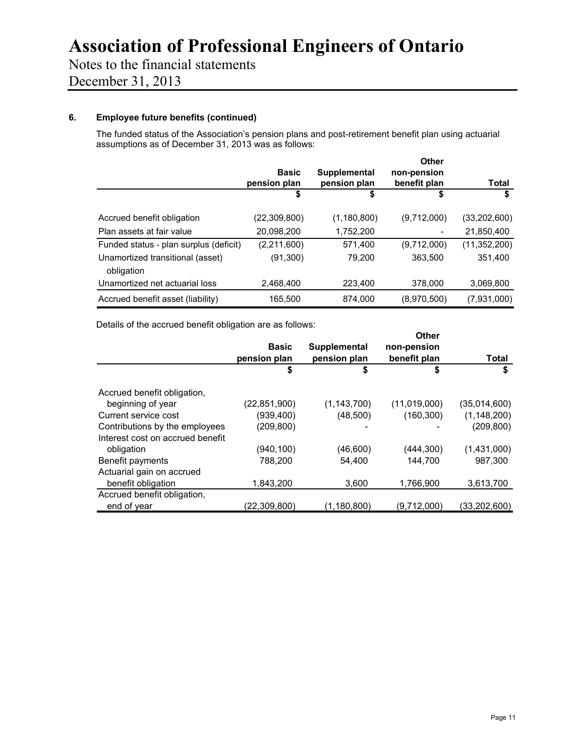# Association of Professional Engineers of Ontario

Notes to the financial statements

December 31, 2013

### 6. Employee future benefits (continued)

The funded status of the Association's pension plans and post-retirement benefit plan using actuarial assumptions as of December 31, 2013 was as follows:

| | Basic pension plan | Supplemental pension plan | Other non-pension benefit plan | Total |
|---|---|---|---|---|
| | $ | $ | $ | $ |
| Accrued benefit obligation | (22,309,800) | (1,180,800) | (9,712,000) | (33,202,600) |
| Plan assets at fair value | 20,098,200 | 1,752,200 | - | 21,850,400 |
| Funded status - plan surplus (deficit) | (2,211,600) | 571,400 | (9,712,000) | (11,352,200) |
| Unamortized transitional (asset) obligation | (91,300) | 79,200 | 363,500 | 351,400 |
| Unamortized net actuarial loss | 2,468,400 | 223,400 | 378,000 | 3,069,800 |
| Accrued benefit asset (liability) | 165,500 | 874,000 | (8,970,500) | (7,931,000) |

Details of the accrued benefit obligation are as follows:

| | Basic pension plan | Supplemental pension plan | Other non-pension benefit plan | Total |
|---|---|---|---|---|
| | $ | $ | $ | $ |
| Accrued benefit obligation, beginning of year | (22,851,900) | (1,143,700) | (11,019,000) | (35,014,600) |
| Current service cost | (939,400) | (48,500) | (160,300) | (1,148,200) |
| Contributions by the employees | (209,800) | - | - | (209,800) |
| Interest cost on accrued benefit obligation | (940,100) | (46,600) | (444,300) | (1,431,000) |
| Benefit payments | 788,200 | 54,400 | 144,700 | 987,300 |
| Actuarial gain on accrued benefit obligation | 1,843,200 | 3,600 | 1,766,900 | 3,613,700 |
| Accrued benefit obligation, end of year | (22,309,800) | (1,180,800) | (9,712,000) | (33,202,600) |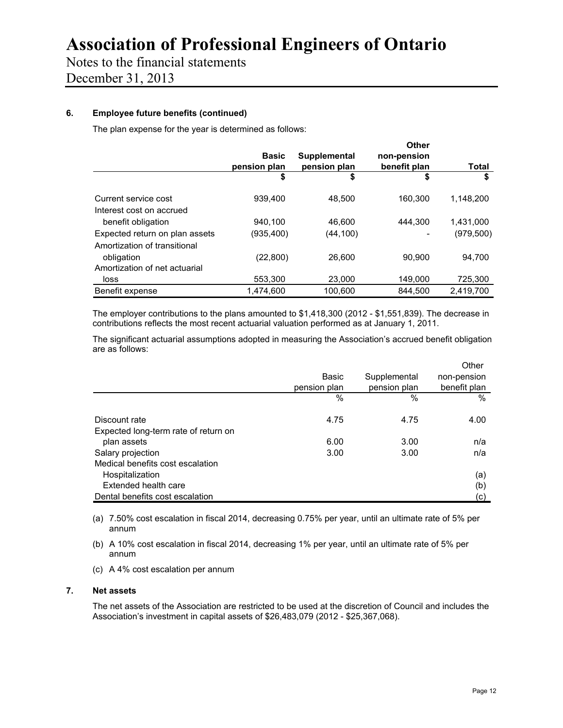### 6. Employee future benefits (continued)

The plan expense for the year is determined as follows:

| | Basic pension plan | Supplemental pension plan | Other non-pension benefit plan | Total |
|---|---|---|---|---|
| | $ | $ | $ | $ |
| Current service cost | 939,400 | 48,500 | 160,300 | 1,148,200 |
| Interest cost on accrued benefit obligation | 940,100 | 46,600 | 444,300 | 1,431,000 |
| Expected return on plan assets | (935,400) | (44,100) | - | (979,500) |
| Amortization of transitional obligation | (22,800) | 26,600 | 90,900 | 94,700 |
| Amortization of net actuarial loss | 553,300 | 23,000 | 149,000 | 725,300 |
| Benefit expense | 1,474,600 | 100,600 | 844,500 | 2,419,700 |

The employer contributions to the plans amounted to $1,418,300 (2012 - $1,551,839). The decrease in contributions reflects the most recent actuarial valuation performed as at January 1, 2011.

The significant actuarial assumptions adopted in measuring the Association's accrued benefit obligation are as follows:

| | Basic pension plan | Supplemental pension plan | Other non-pension benefit plan |
|---|---|---|---|
| | % | % | % |
| Discount rate | 4.75 | 4.75 | 4.00 |
| Expected long-term rate of return on plan assets | 6.00 | 3.00 | n/a |
| Salary projection | 3.00 | 3.00 | n/a |
| Medical benefits cost escalation | | | |
| Hospitalization | | | (a) |
| Extended health care | | | (b) |
| Dental benefits cost escalation | | | (c) |

(a) 7.50% cost escalation in fiscal 2014, decreasing 0.75% per year, until an ultimate rate of 5% per annum

(b) A 10% cost escalation in fiscal 2014, decreasing 1% per year, until an ultimate rate of 5% per annum

(c) A 4% cost escalation per annum

### 7. Net assets

The net assets of the Association are restricted to be used at the discretion of Council and includes the Association's investment in capital assets of $26,483,079 (2012 - $25,367,068).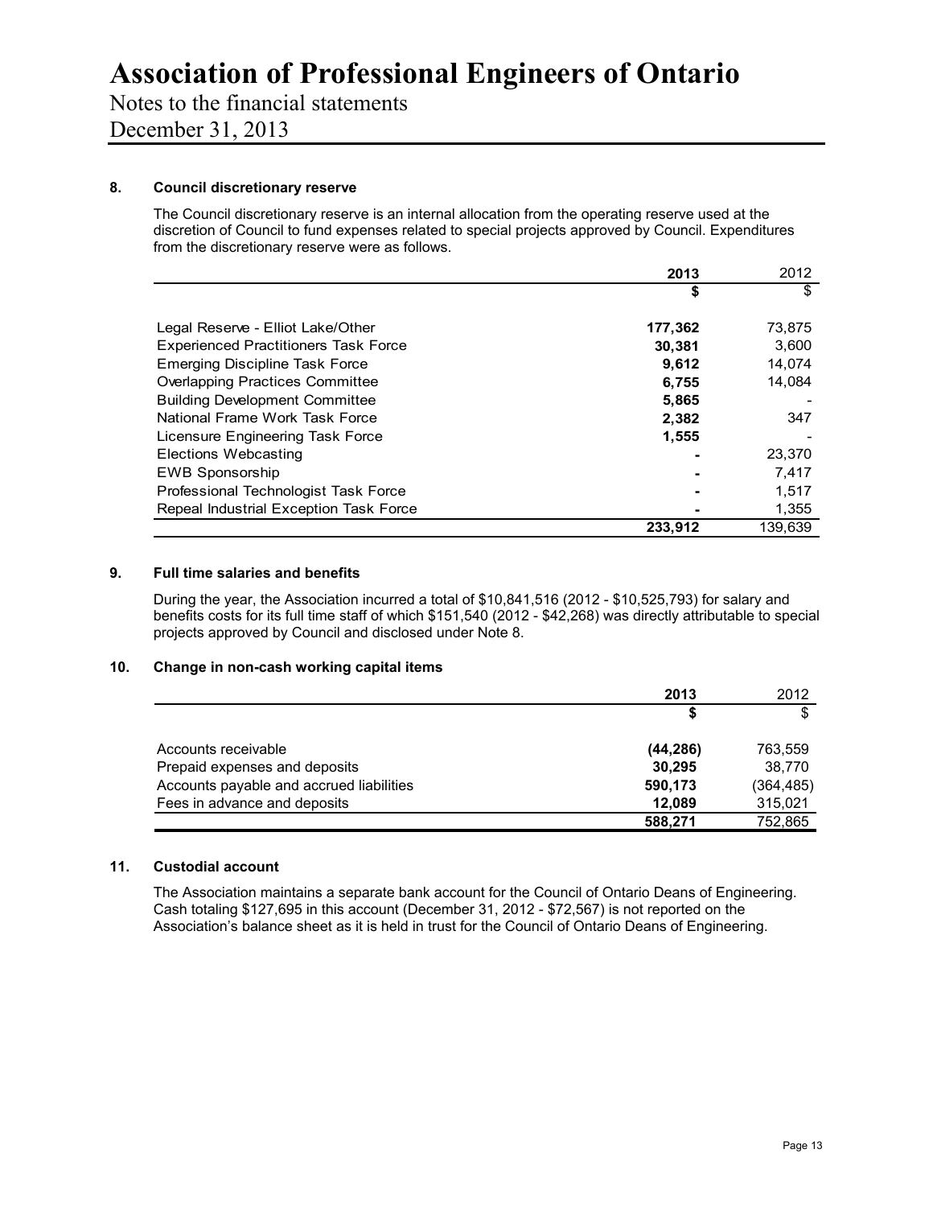# Association of Professional Engineers of Ontario

Notes to the financial statements

December 31, 2013

## 8. Council discretionary reserve

The Council discretionary reserve is an internal allocation from the operating reserve used at the discretion of Council to fund expenses related to special projects approved by Council. Expenditures from the discretionary reserve were as follows.

| | **2013** | 2012 |
|---|---|---|
| | **$** | $ |
| Legal Reserve - Elliot Lake/Other | **177,362** | 73,875 |
| Experienced Practitioners Task Force | **30,381** | 3,600 |
| Emerging Discipline Task Force | **9,612** | 14,074 |
| Overlapping Practices Committee | **6,755** | 14,084 |
| Building Development Committee | **5,865** | - |
| National Frame Work Task Force | **2,382** | 347 |
| Licensure Engineering Task Force | **1,555** | - |
| Elections Webcasting | **-** | 23,370 |
| EWB Sponsorship | **-** | 7,417 |
| Professional Technologist Task Force | **-** | 1,517 |
| Repeal Industrial Exception Task Force | **-** | 1,355 |
| | **233,912** | 139,639 |

## 9. Full time salaries and benefits

During the year, the Association incurred a total of $10,841,516 (2012 - $10,525,793) for salary and benefits costs for its full time staff of which $151,540 (2012 - $42,268) was directly attributable to special projects approved by Council and disclosed under Note 8.

## 10. Change in non-cash working capital items

| | **2013** | 2012 |
|---|---|---|
| | **$** | $ |
| Accounts receivable | **(44,286)** | 763,559 |
| Prepaid expenses and deposits | **30,295** | 38,770 |
| Accounts payable and accrued liabilities | **590,173** | (364,485) |
| Fees in advance and deposits | **12,089** | 315,021 |
| | **588,271** | 752,865 |

## 11. Custodial account

The Association maintains a separate bank account for the Council of Ontario Deans of Engineering. Cash totaling $127,695 in this account (December 31, 2012 - $72,567) is not reported on the Association's balance sheet as it is held in trust for the Council of Ontario Deans of Engineering.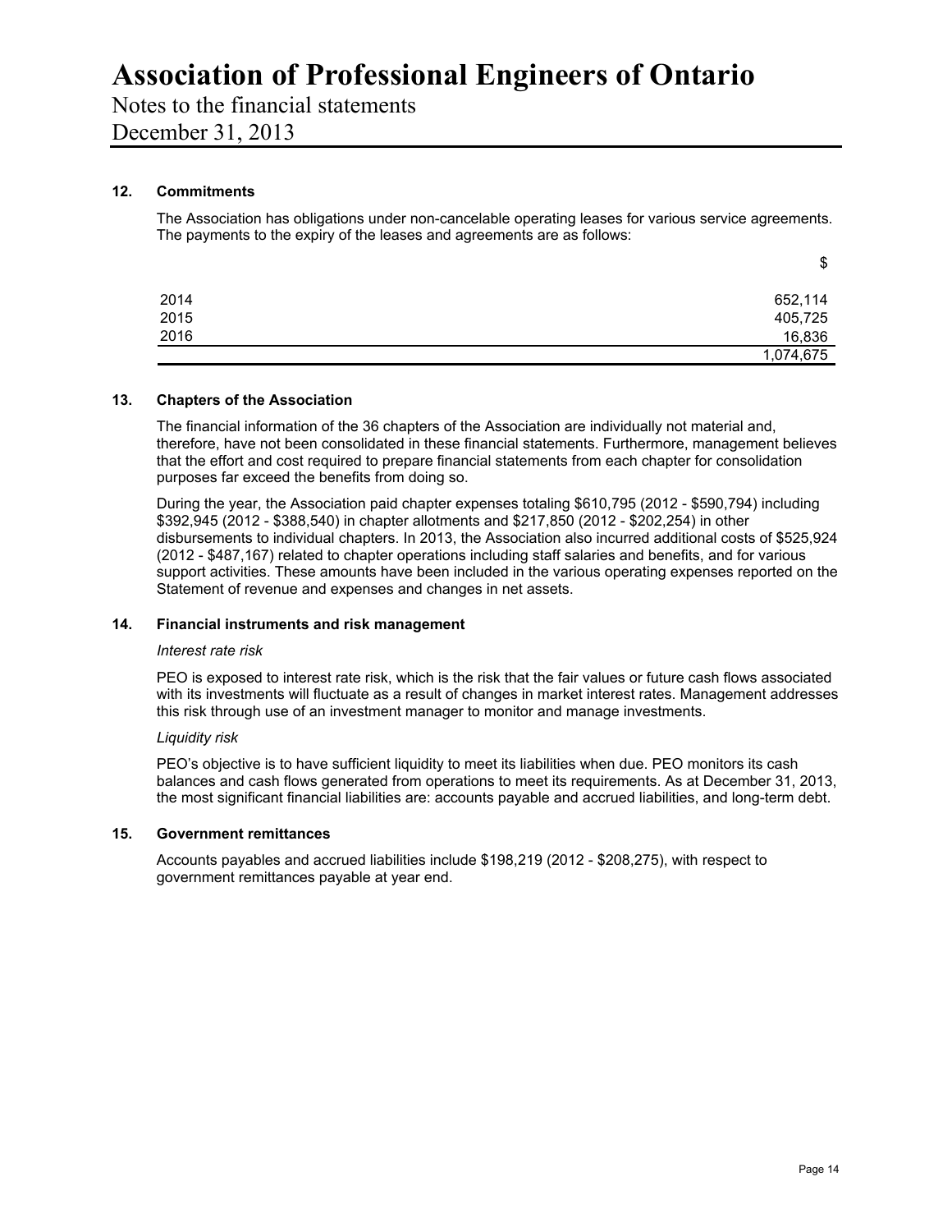## 12. Commitments

The Association has obligations under non-cancelable operating leases for various service agreements. The payments to the expiry of the leases and agreements are as follows:

| | $ |
|---|---|
| 2014 | 652,114 |
| 2015 | 405,725 |
| 2016 | 16,836 |
| | 1,074,675 |

## 13. Chapters of the Association

The financial information of the 36 chapters of the Association are individually not material and, therefore, have not been consolidated in these financial statements. Furthermore, management believes that the effort and cost required to prepare financial statements from each chapter for consolidation purposes far exceed the benefits from doing so.

During the year, the Association paid chapter expenses totaling $610,795 (2012 - $590,794) including $392,945 (2012 - $388,540) in chapter allotments and $217,850 (2012 - $202,254) in other disbursements to individual chapters. In 2013, the Association also incurred additional costs of $525,924 (2012 - $487,167) related to chapter operations including staff salaries and benefits, and for various support activities. These amounts have been included in the various operating expenses reported on the Statement of revenue and expenses and changes in net assets.

## 14. Financial instruments and risk management

*Interest rate risk*

PEO is exposed to interest rate risk, which is the risk that the fair values or future cash flows associated with its investments will fluctuate as a result of changes in market interest rates. Management addresses this risk through use of an investment manager to monitor and manage investments.

*Liquidity risk*

PEO's objective is to have sufficient liquidity to meet its liabilities when due. PEO monitors its cash balances and cash flows generated from operations to meet its requirements. As at December 31, 2013, the most significant financial liabilities are: accounts payable and accrued liabilities, and long-term debt.

## 15. Government remittances

Accounts payables and accrued liabilities include $198,219 (2012 - $208,275), with respect to government remittances payable at year end.